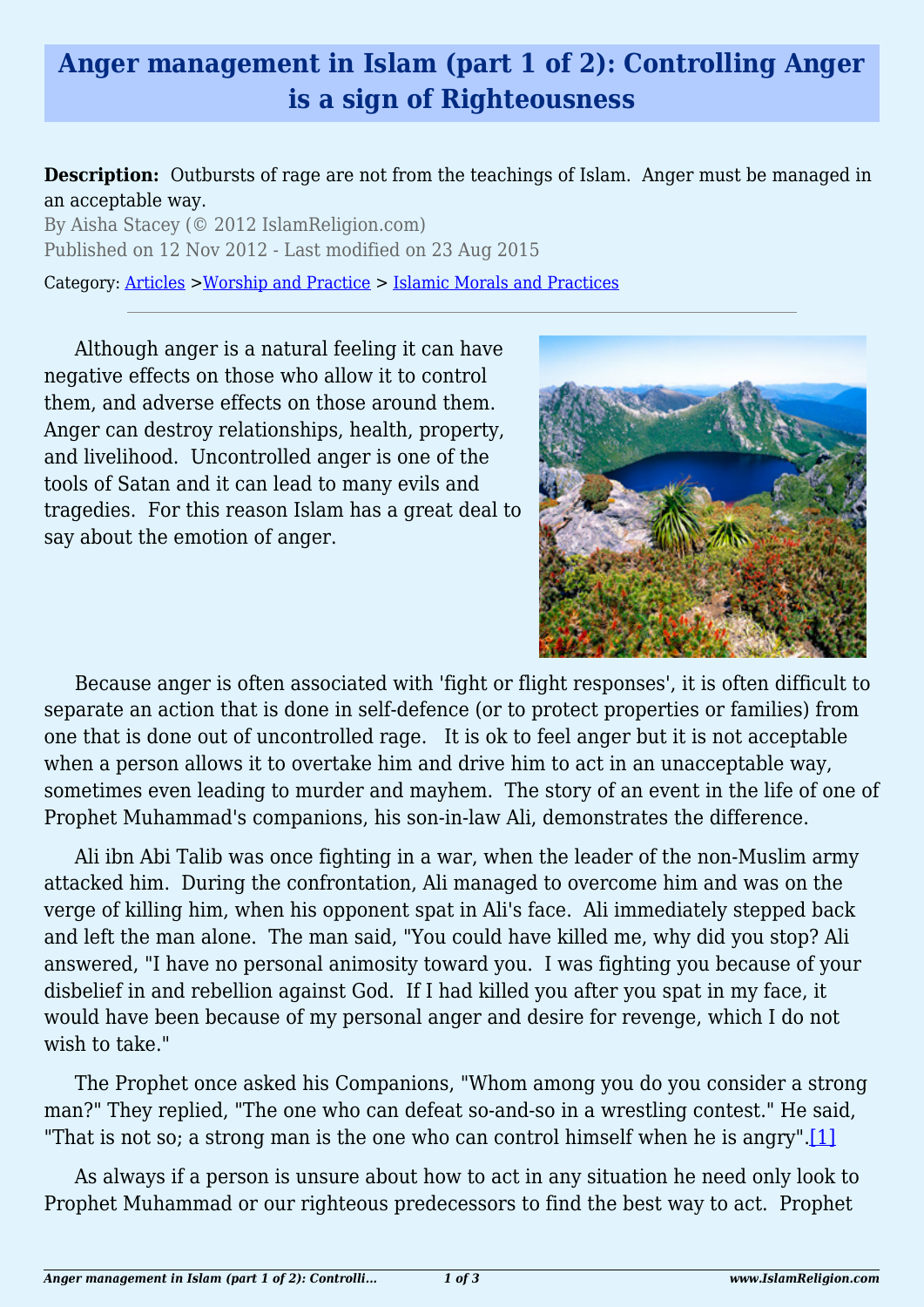# Anger management in Islam (part 1 of 2): Controlling Anger is a sign of Righteousness

**Description:** Outbursts of rage are not from the teachings of Islam. Anger must be managed in an acceptable way.

By Aisha Stacey (© 2012 IslamReligion.com)

Published on 12 Nov 2012 - Last modified on 23 Aug 2015

Category: Articles >Worship and Practice > Islamic Morals and Practices

---

Although anger is a natural feeling it can have negative effects on those who allow it to control them, and adverse effects on those around them. Anger can destroy relationships, health, property, and livelihood. Uncontrolled anger is one of the tools of Satan and it can lead to many evils and tragedies. For this reason Islam has a great deal to say about the emotion of anger.

Because anger is often associated with 'fight or flight responses', it is often difficult to separate an action that is done in self-defence (or to protect properties or families) from one that is done out of uncontrolled rage. It is ok to feel anger but it is not acceptable when a person allows it to overtake him and drive him to act in an unacceptable way, sometimes even leading to murder and mayhem. The story of an event in the life of one of Prophet Muhammad's companions, his son-in-law Ali, demonstrates the difference.

Ali ibn Abi Talib was once fighting in a war, when the leader of the non-Muslim army attacked him. During the confrontation, Ali managed to overcome him and was on the verge of killing him, when his opponent spat in Ali's face. Ali immediately stepped back and left the man alone. The man said, "You could have killed me, why did you stop? Ali answered, "I have no personal animosity toward you. I was fighting you because of your disbelief in and rebellion against God. If I had killed you after you spat in my face, it would have been because of my personal anger and desire for revenge, which I do not wish to take."

The Prophet once asked his Companions, "Whom among you do you consider a strong man?" They replied, "The one who can defeat so-and-so in a wrestling contest." He said, "That is not so; a strong man is the one who can control himself when he is angry".[1]

As always if a person is unsure about how to act in any situation he need only look to Prophet Muhammad or our righteous predecessors to find the best way to act. Prophet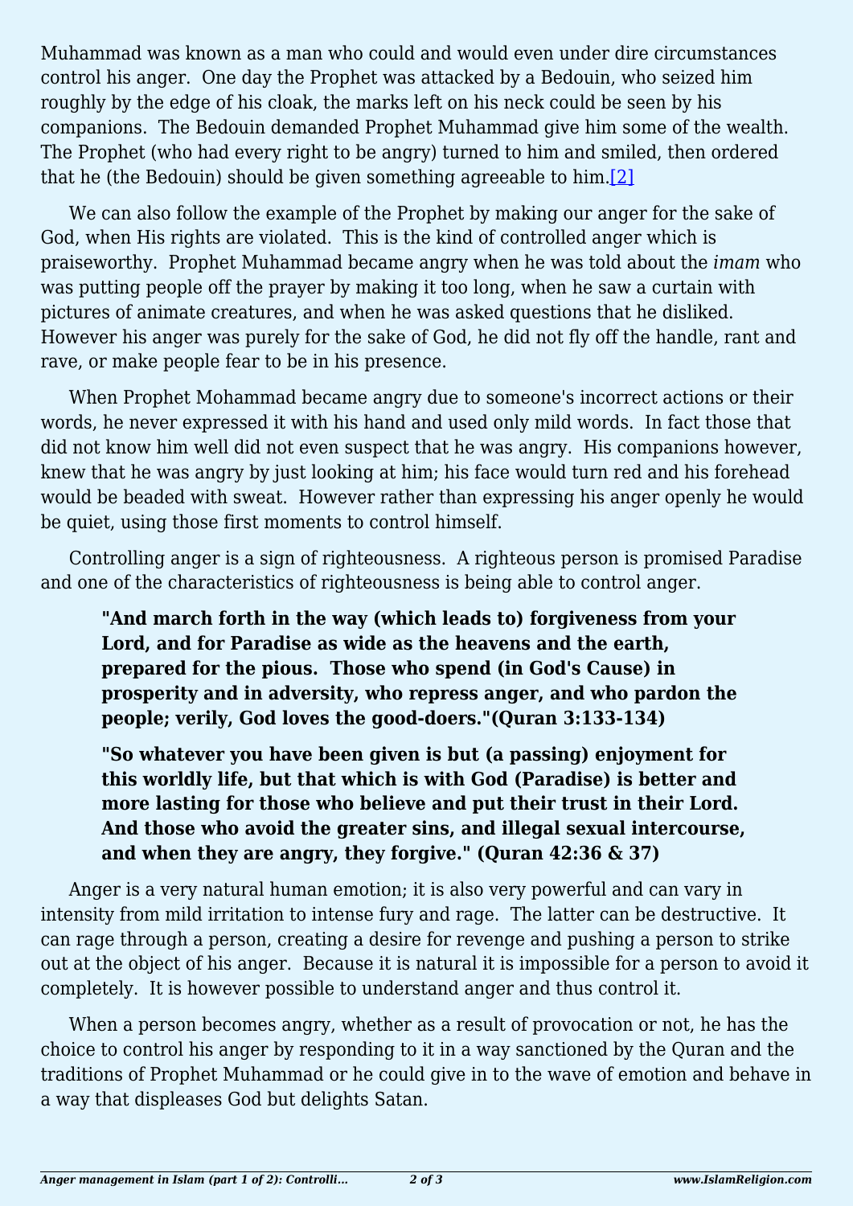Muhammad was known as a man who could and would even under dire circumstances control his anger. One day the Prophet was attacked by a Bedouin, who seized him roughly by the edge of his cloak, the marks left on his neck could be seen by his companions. The Bedouin demanded Prophet Muhammad give him some of the wealth. The Prophet (who had every right to be angry) turned to him and smiled, then ordered that he (the Bedouin) should be given something agreeable to him.[2]

We can also follow the example of the Prophet by making our anger for the sake of God, when His rights are violated. This is the kind of controlled anger which is praiseworthy. Prophet Muhammad became angry when he was told about the *imam* who was putting people off the prayer by making it too long, when he saw a curtain with pictures of animate creatures, and when he was asked questions that he disliked. However his anger was purely for the sake of God, he did not fly off the handle, rant and rave, or make people fear to be in his presence.

When Prophet Mohammad became angry due to someone's incorrect actions or their words, he never expressed it with his hand and used only mild words. In fact those that did not know him well did not even suspect that he was angry. His companions however, knew that he was angry by just looking at him; his face would turn red and his forehead would be beaded with sweat. However rather than expressing his anger openly he would be quiet, using those first moments to control himself.

Controlling anger is a sign of righteousness. A righteous person is promised Paradise and one of the characteristics of righteousness is being able to control anger.

> **"And march forth in the way (which leads to) forgiveness from your Lord, and for Paradise as wide as the heavens and the earth, prepared for the pious. Those who spend (in God's Cause) in prosperity and in adversity, who repress anger, and who pardon the people; verily, God loves the good-doers."(Quran 3:133-134)**
>
> **"So whatever you have been given is but (a passing) enjoyment for this worldly life, but that which is with God (Paradise) is better and more lasting for those who believe and put their trust in their Lord. And those who avoid the greater sins, and illegal sexual intercourse, and when they are angry, they forgive." (Quran 42:36 & 37)**

Anger is a very natural human emotion; it is also very powerful and can vary in intensity from mild irritation to intense fury and rage. The latter can be destructive. It can rage through a person, creating a desire for revenge and pushing a person to strike out at the object of his anger. Because it is natural it is impossible for a person to avoid it completely. It is however possible to understand anger and thus control it.

When a person becomes angry, whether as a result of provocation or not, he has the choice to control his anger by responding to it in a way sanctioned by the Quran and the traditions of Prophet Muhammad or he could give in to the wave of emotion and behave in a way that displeases God but delights Satan.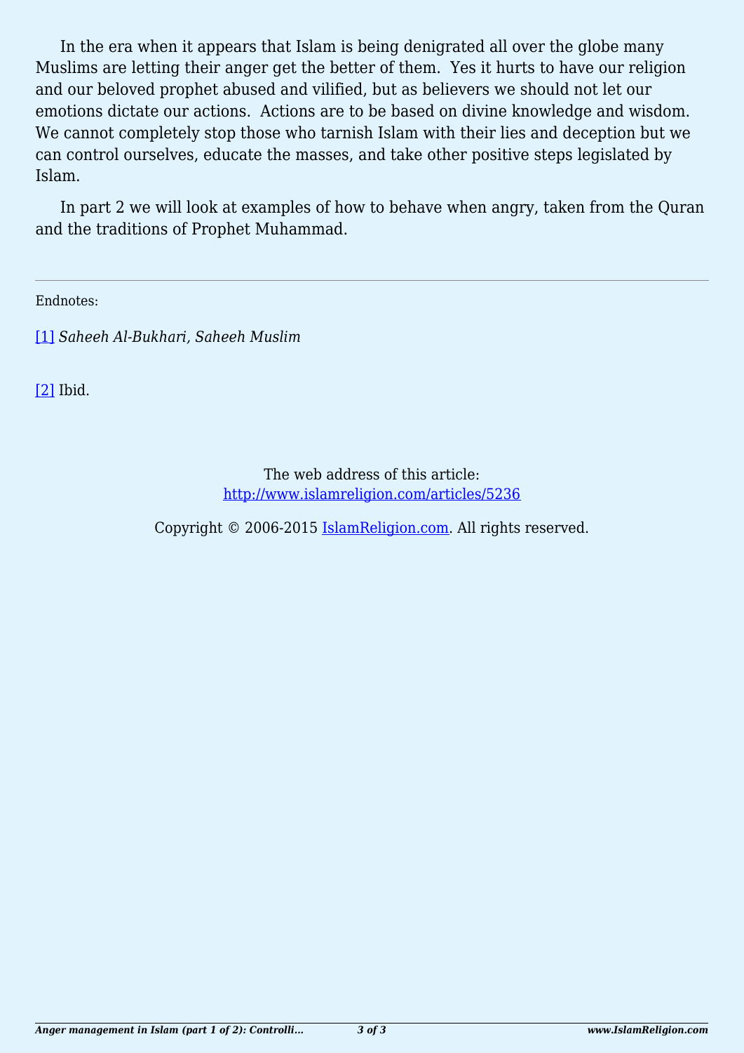In the era when it appears that Islam is being denigrated all over the globe many Muslims are letting their anger get the better of them.  Yes it hurts to have our religion and our beloved prophet abused and vilified, but as believers we should not let our emotions dictate our actions.  Actions are to be based on divine knowledge and wisdom.  We cannot completely stop those who tarnish Islam with their lies and deception but we can control ourselves, educate the masses, and take other positive steps legislated by Islam.

In part 2 we will look at examples of how to behave when angry, taken from the Quran and the traditions of Prophet Muhammad.

---

Endnotes:

[1] *Saheeh Al-Bukhari, Saheeh Muslim*

[2] Ibid.

The web address of this article:
http://www.islamreligion.com/articles/5236

Copyright © 2006-2015 IslamReligion.com. All rights reserved.